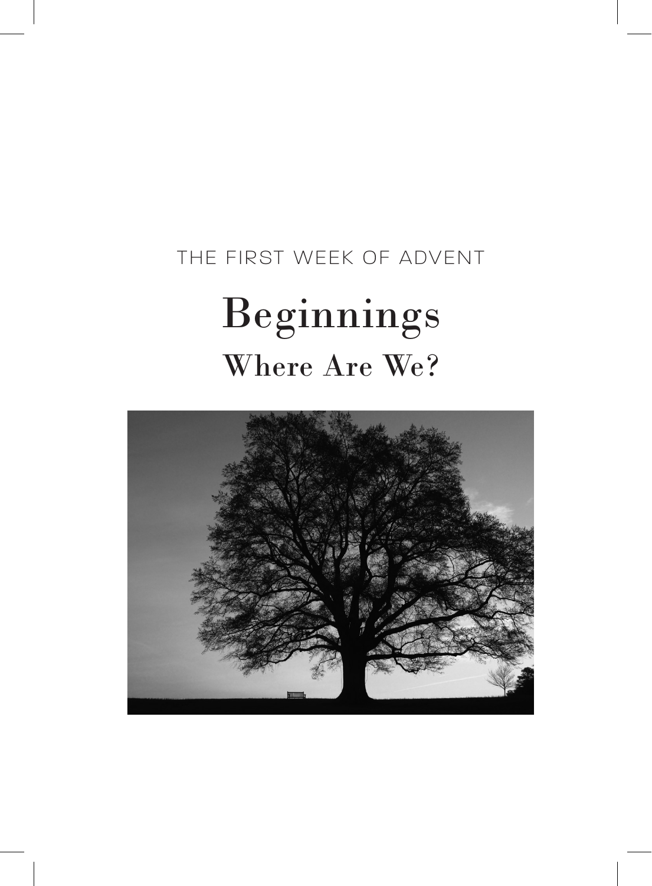THE FIRST WEEK OF ADVENT

# Beginnings

## Where Are We?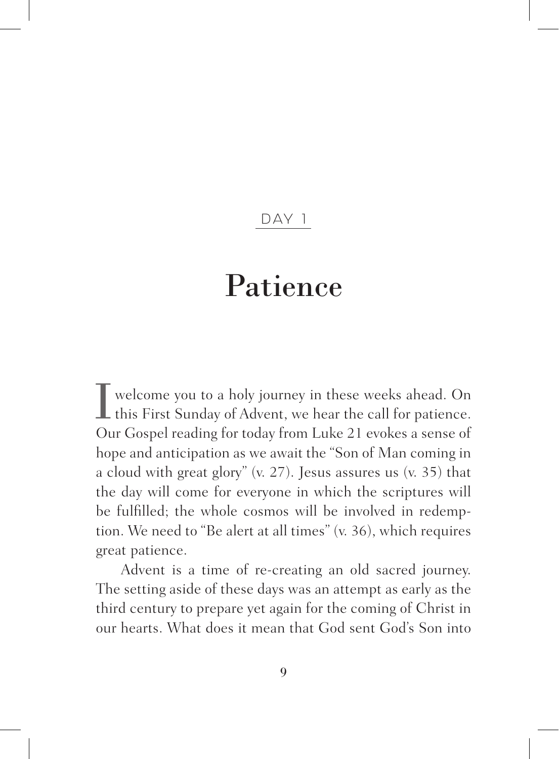DAY 1

# Patience

I welcome you to a holy journey in these weeks ahead. On this First Sunday of Advent, we hear the call for patience. Our Gospel reading for today from Luke 21 evokes a sense of hope and anticipation as we await the "Son of Man coming in a cloud with great glory" (v. 27). Jesus assures us (v. 35) that the day will come for everyone in which the scriptures will be fulfilled; the whole cosmos will be involved in redemption. We need to "Be alert at all times" (v. 36), which requires great patience.

Advent is a time of re-creating an old sacred journey. The setting aside of these days was an attempt as early as the third century to prepare yet again for the coming of Christ in our hearts. What does it mean that God sent God's Son into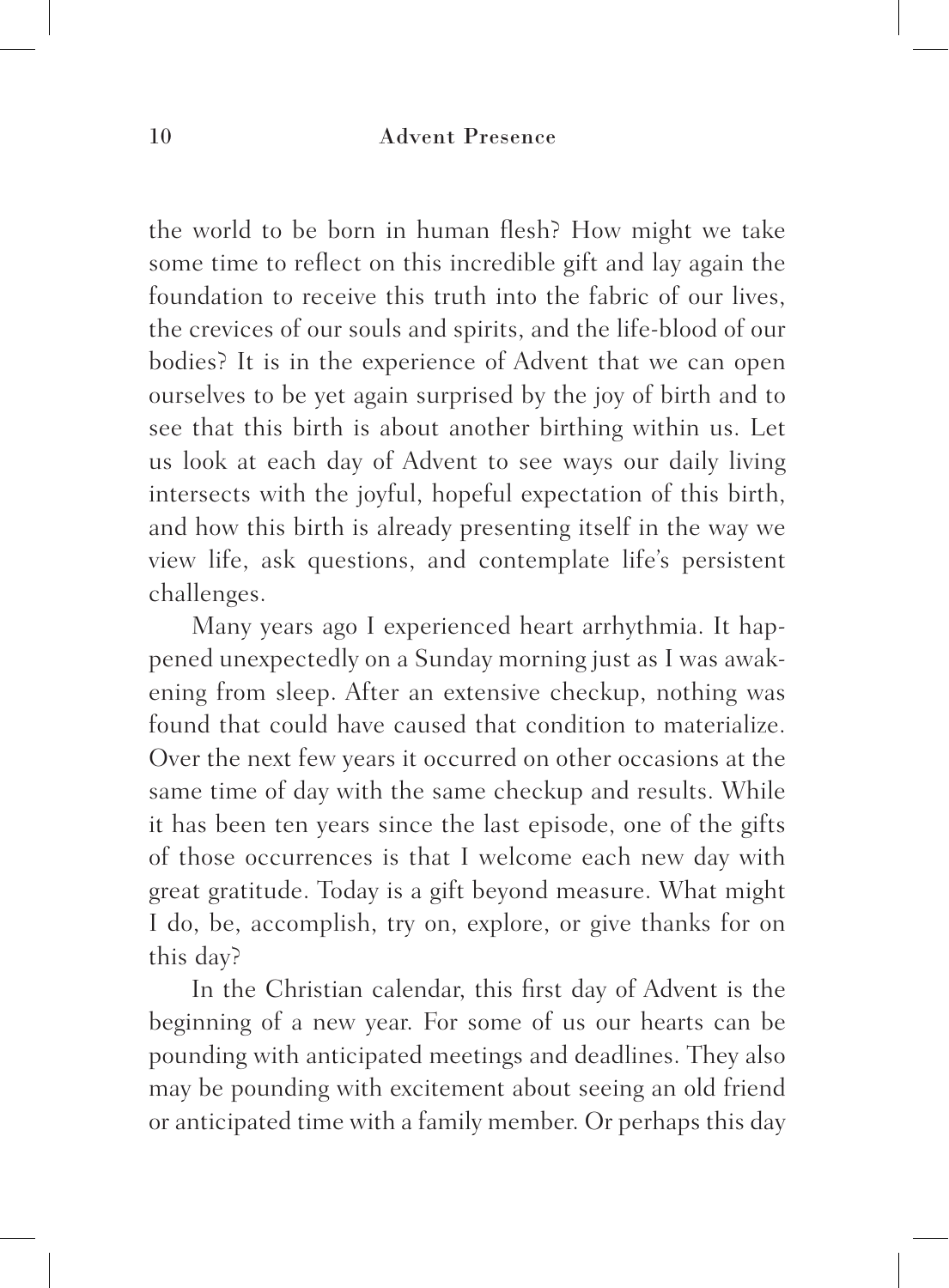the world to be born in human flesh? How might we take some time to reflect on this incredible gift and lay again the foundation to receive this truth into the fabric of our lives, the crevices of our souls and spirits, and the life-blood of our bodies? It is in the experience of Advent that we can open ourselves to be yet again surprised by the joy of birth and to see that this birth is about another birthing within us. Let us look at each day of Advent to see ways our daily living intersects with the joyful, hopeful expectation of this birth, and how this birth is already presenting itself in the way we view life, ask questions, and contemplate life's persistent challenges.

Many years ago I experienced heart arrhythmia. It happened unexpectedly on a Sunday morning just as I was awakening from sleep. After an extensive checkup, nothing was found that could have caused that condition to materialize. Over the next few years it occurred on other occasions at the same time of day with the same checkup and results. While it has been ten years since the last episode, one of the gifts of those occurrences is that I welcome each new day with great gratitude. Today is a gift beyond measure. What might I do, be, accomplish, try on, explore, or give thanks for on this day?

In the Christian calendar, this first day of Advent is the beginning of a new year. For some of us our hearts can be pounding with anticipated meetings and deadlines. They also may be pounding with excitement about seeing an old friend or anticipated time with a family member. Or perhaps this day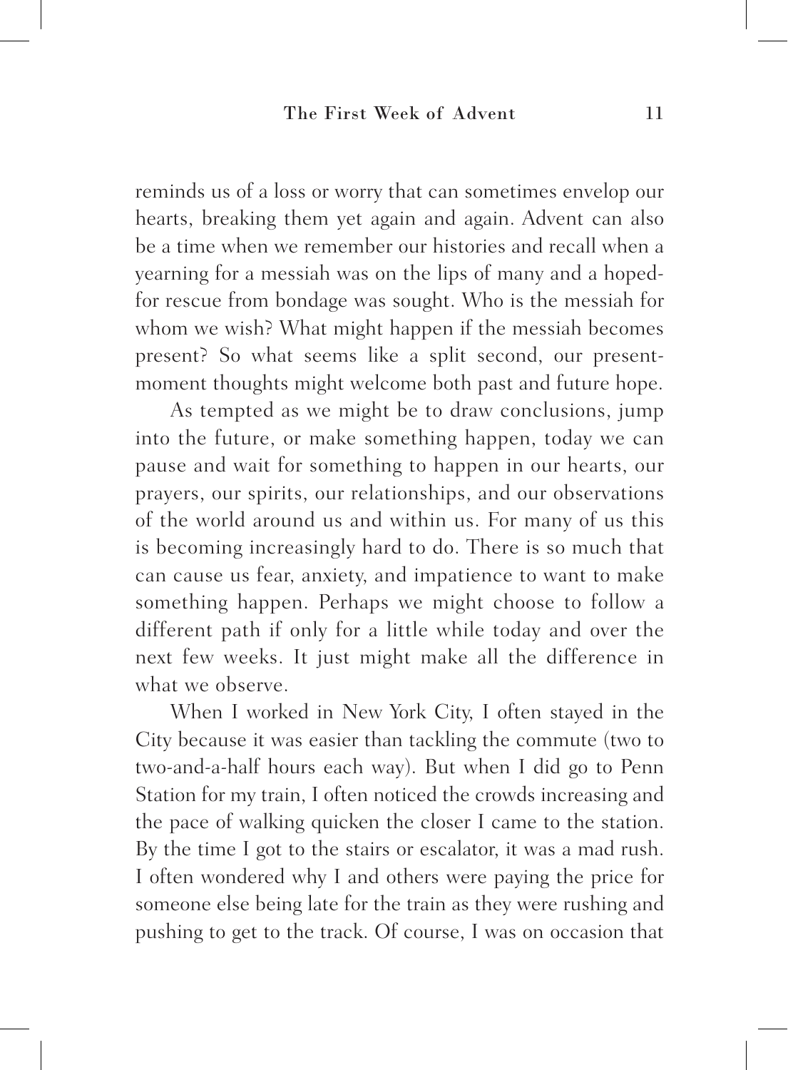reminds us of a loss or worry that can sometimes envelop our hearts, breaking them yet again and again. Advent can also be a time when we remember our histories and recall when a yearning for a messiah was on the lips of many and a hoped-for rescue from bondage was sought. Who is the messiah for whom we wish? What might happen if the messiah becomes present? So what seems like a split second, our present-moment thoughts might welcome both past and future hope.

As tempted as we might be to draw conclusions, jump into the future, or make something happen, today we can pause and wait for something to happen in our hearts, our prayers, our spirits, our relationships, and our observations of the world around us and within us. For many of us this is becoming increasingly hard to do. There is so much that can cause us fear, anxiety, and impatience to want to make something happen. Perhaps we might choose to follow a different path if only for a little while today and over the next few weeks. It just might make all the difference in what we observe.

When I worked in New York City, I often stayed in the City because it was easier than tackling the commute (two to two-and-a-half hours each way). But when I did go to Penn Station for my train, I often noticed the crowds increasing and the pace of walking quicken the closer I came to the station. By the time I got to the stairs or escalator, it was a mad rush. I often wondered why I and others were paying the price for someone else being late for the train as they were rushing and pushing to get to the track. Of course, I was on occasion that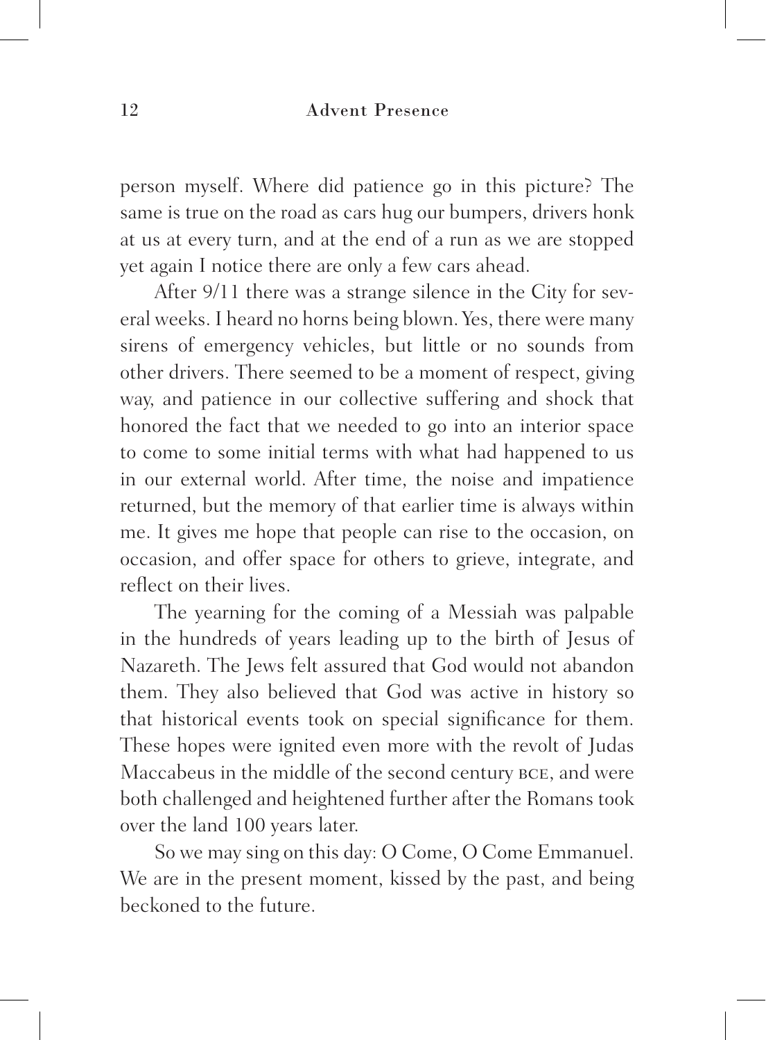person myself. Where did patience go in this picture? The same is true on the road as cars hug our bumpers, drivers honk at us at every turn, and at the end of a run as we are stopped yet again I notice there are only a few cars ahead.

After 9/11 there was a strange silence in the City for several weeks. I heard no horns being blown. Yes, there were many sirens of emergency vehicles, but little or no sounds from other drivers. There seemed to be a moment of respect, giving way, and patience in our collective suffering and shock that honored the fact that we needed to go into an interior space to come to some initial terms with what had happened to us in our external world. After time, the noise and impatience returned, but the memory of that earlier time is always within me. It gives me hope that people can rise to the occasion, on occasion, and offer space for others to grieve, integrate, and reflect on their lives.

The yearning for the coming of a Messiah was palpable in the hundreds of years leading up to the birth of Jesus of Nazareth. The Jews felt assured that God would not abandon them. They also believed that God was active in history so that historical events took on special significance for them. These hopes were ignited even more with the revolt of Judas Maccabeus in the middle of the second century BCE, and were both challenged and heightened further after the Romans took over the land 100 years later.

So we may sing on this day: O Come, O Come Emmanuel. We are in the present moment, kissed by the past, and being beckoned to the future.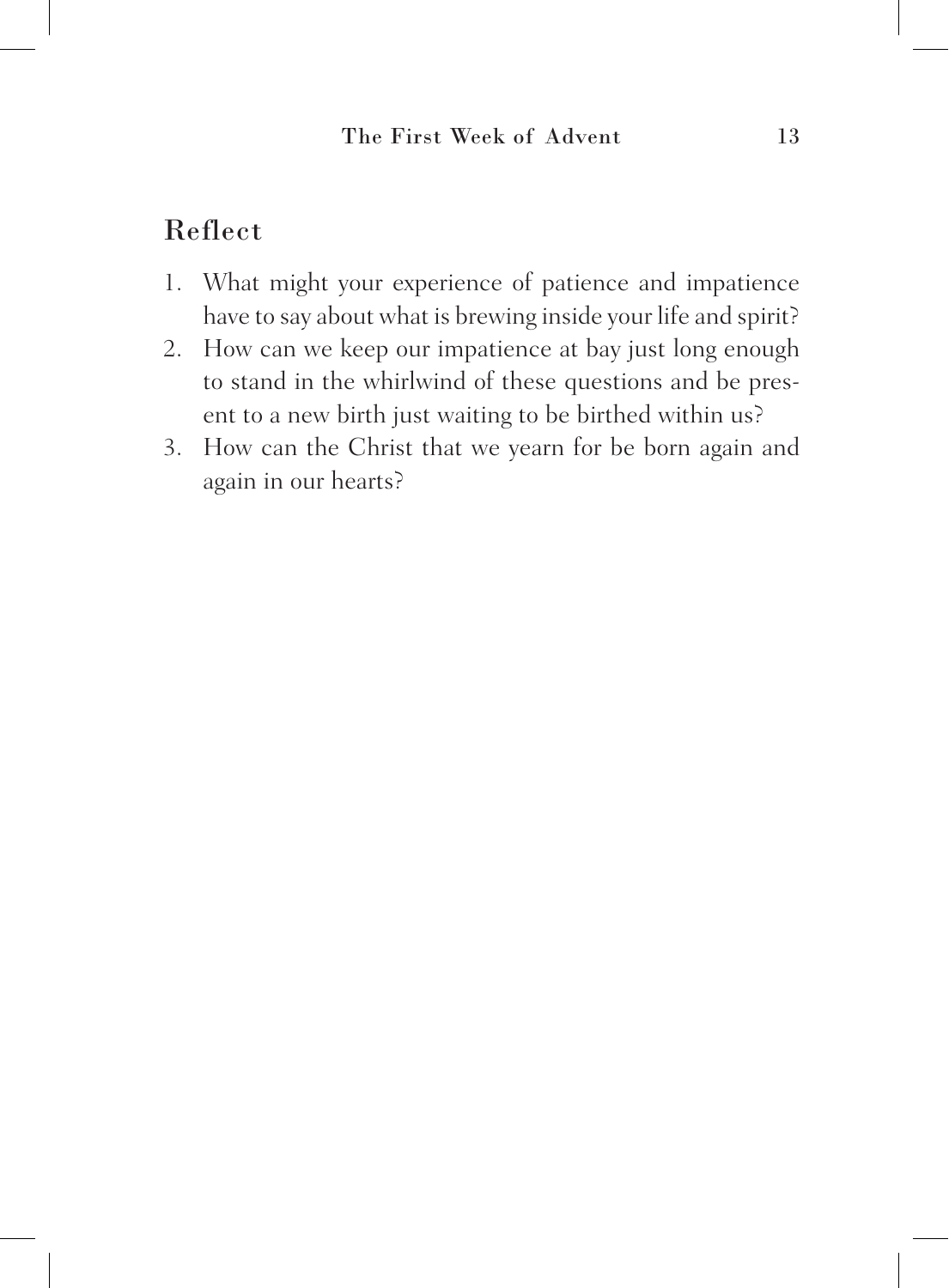## Reflect

1. What might your experience of patience and impatience have to say about what is brewing inside your life and spirit?
2. How can we keep our impatience at bay just long enough to stand in the whirlwind of these questions and be present to a new birth just waiting to be birthed within us?
3. How can the Christ that we yearn for be born again and again in our hearts?